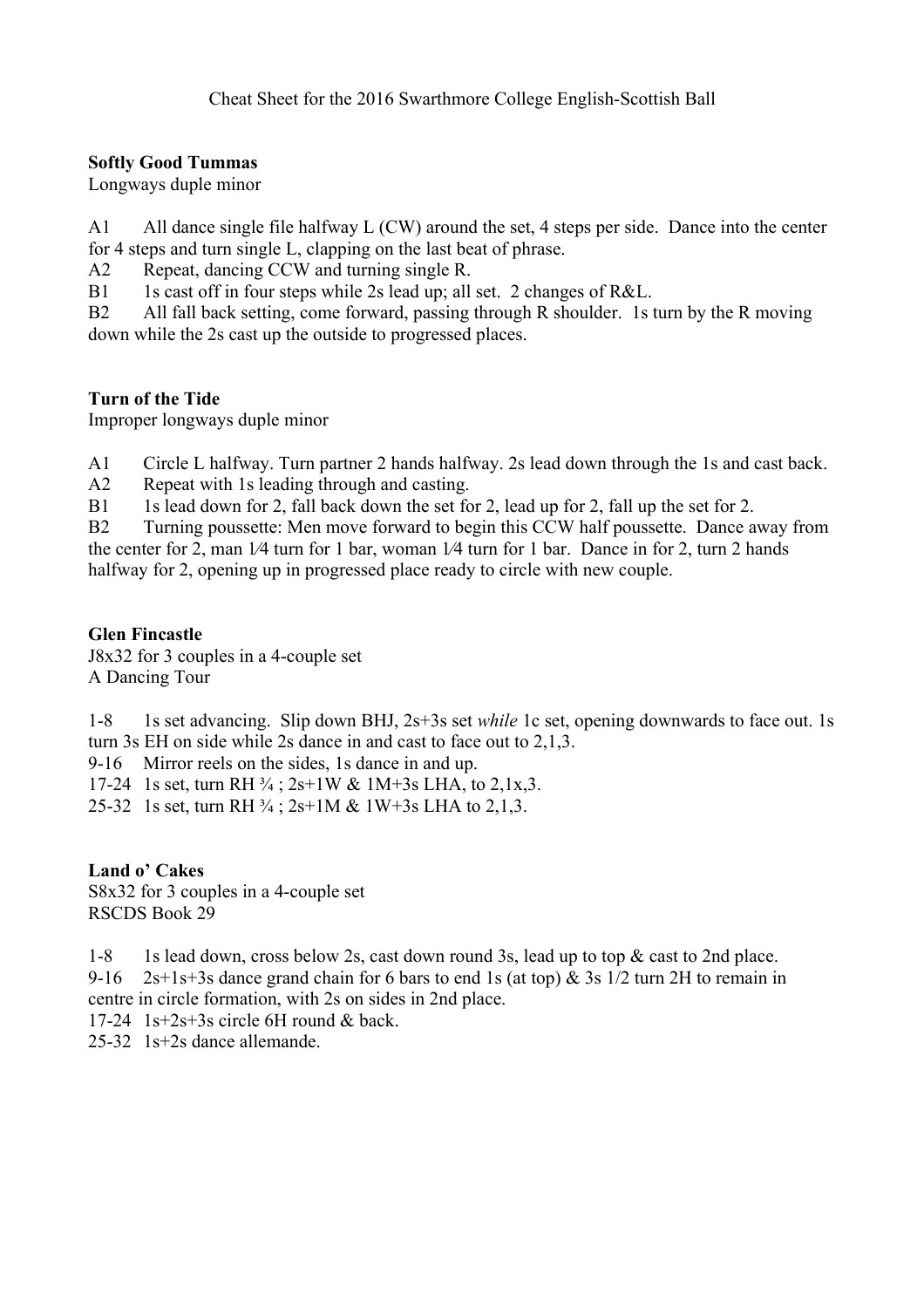Cheat Sheet for the 2016 Swarthmore College English-Scottish Ball

**Softly Good Tummas**
Longways duple minor

A1 All dance single file halfway L (CW) around the set, 4 steps per side. Dance into the center for 4 steps and turn single L, clapping on the last beat of phrase.
A2 Repeat, dancing CCW and turning single R.
B1 1s cast off in four steps while 2s lead up; all set. 2 changes of R&L.
B2 All fall back setting, come forward, passing through R shoulder. 1s turn by the R moving down while the 2s cast up the outside to progressed places.

**Turn of the Tide**
Improper longways duple minor

A1 Circle L halfway. Turn partner 2 hands halfway. 2s lead down through the 1s and cast back.
A2 Repeat with 1s leading through and casting.
B1 1s lead down for 2, fall back down the set for 2, lead up for 2, fall up the set for 2.
B2 Turning poussette: Men move forward to begin this CCW half poussette. Dance away from the center for 2, man 1⁄4 turn for 1 bar, woman 1⁄4 turn for 1 bar. Dance in for 2, turn 2 hands halfway for 2, opening up in progressed place ready to circle with new couple.

**Glen Fincastle**
J8x32 for 3 couples in a 4-couple set
A Dancing Tour

1-8 1s set advancing. Slip down BHJ, 2s+3s set *while* 1c set, opening downwards to face out. 1s turn 3s EH on side while 2s dance in and cast to face out to 2,1,3.
9-16 Mirror reels on the sides, 1s dance in and up.
17-24 1s set, turn RH ¾ ; 2s+1W & 1M+3s LHA, to 2,1x,3.
25-32 1s set, turn RH ¾ ; 2s+1M & 1W+3s LHA to 2,1,3.

**Land o' Cakes**
S8x32 for 3 couples in a 4-couple set
RSCDS Book 29

1-8 1s lead down, cross below 2s, cast down round 3s, lead up to top & cast to 2nd place.
9-16 2s+1s+3s dance grand chain for 6 bars to end 1s (at top) & 3s 1/2 turn 2H to remain in centre in circle formation, with 2s on sides in 2nd place.
17-24 1s+2s+3s circle 6H round & back.
25-32 1s+2s dance allemande.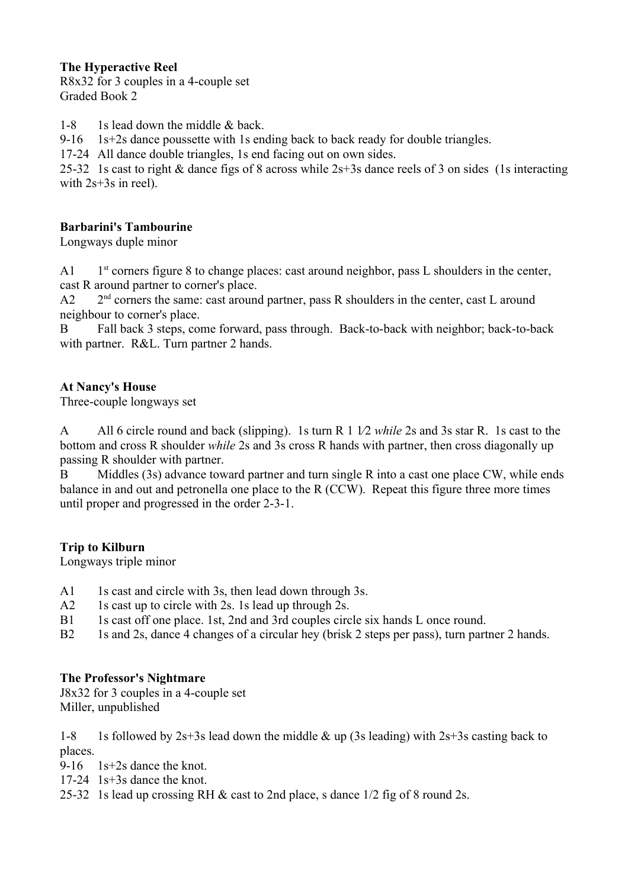**The Hyperactive Reel**
R8x32 for 3 couples in a 4-couple set
Graded Book 2

1-8 1s lead down the middle & back.
9-16 1s+2s dance poussette with 1s ending back to back ready for double triangles.
17-24 All dance double triangles, 1s end facing out on own sides.
25-32 1s cast to right & dance figs of 8 across while 2s+3s dance reels of 3 on sides (1s interacting with 2s+3s in reel).

**Barbarini's Tambourine**
Longways duple minor

A1 1st corners figure 8 to change places: cast around neighbor, pass L shoulders in the center, cast R around partner to corner's place.
A2 2nd corners the same: cast around partner, pass R shoulders in the center, cast L around neighbour to corner's place.
B Fall back 3 steps, come forward, pass through. Back-to-back with neighbor; back-to-back with partner. R&L. Turn partner 2 hands.

**At Nancy's House**
Three-couple longways set

A All 6 circle round and back (slipping). 1s turn R 1 1⁄2 *while* 2s and 3s star R. 1s cast to the bottom and cross R shoulder *while* 2s and 3s cross R hands with partner, then cross diagonally up passing R shoulder with partner.
B Middles (3s) advance toward partner and turn single R into a cast one place CW, while ends balance in and out and petronella one place to the R (CCW). Repeat this figure three more times until proper and progressed in the order 2-3-1.

**Trip to Kilburn**
Longways triple minor

A1 1s cast and circle with 3s, then lead down through 3s.
A2 1s cast up to circle with 2s. 1s lead up through 2s.
B1 1s cast off one place. 1st, 2nd and 3rd couples circle six hands L once round.
B2 1s and 2s, dance 4 changes of a circular hey (brisk 2 steps per pass), turn partner 2 hands.

**The Professor's Nightmare**
J8x32 for 3 couples in a 4-couple set
Miller, unpublished

1-8 1s followed by 2s+3s lead down the middle & up (3s leading) with 2s+3s casting back to places.
9-16 1s+2s dance the knot.
17-24 1s+3s dance the knot.
25-32 1s lead up crossing RH & cast to 2nd place, s dance 1/2 fig of 8 round 2s.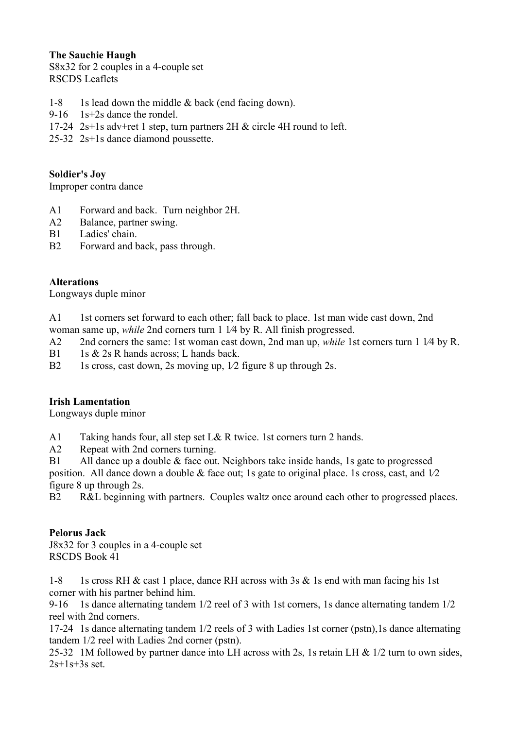**The Sauchie Haugh**
S8x32 for 2 couples in a 4-couple set
RSCDS Leaflets

1-8 1s lead down the middle & back (end facing down).
9-16 1s+2s dance the rondel.
17-24 2s+1s adv+ret 1 step, turn partners 2H & circle 4H round to left.
25-32 2s+1s dance diamond poussette.

**Soldier's Joy**
Improper contra dance

A1 Forward and back. Turn neighbor 2H.
A2 Balance, partner swing.
B1 Ladies' chain.
B2 Forward and back, pass through.

**Alterations**
Longways duple minor

A1 1st corners set forward to each other; fall back to place. 1st man wide cast down, 2nd woman same up, *while* 2nd corners turn 1 1⁄4 by R. All finish progressed.
A2 2nd corners the same: 1st woman cast down, 2nd man up, *while* 1st corners turn 1 1⁄4 by R.
B1 1s & 2s R hands across; L hands back.
B2 1s cross, cast down, 2s moving up, 1⁄2 figure 8 up through 2s.

**Irish Lamentation**
Longways duple minor

A1 Taking hands four, all step set L& R twice. 1st corners turn 2 hands.
A2 Repeat with 2nd corners turning.
B1 All dance up a double & face out. Neighbors take inside hands, 1s gate to progressed position. All dance down a double & face out; 1s gate to original place. 1s cross, cast, and 1⁄2 figure 8 up through 2s.
B2 R&L beginning with partners. Couples waltz once around each other to progressed places.

**Pelorus Jack**
J8x32 for 3 couples in a 4-couple set
RSCDS Book 41

1-8 1s cross RH & cast 1 place, dance RH across with 3s & 1s end with man facing his 1st corner with his partner behind him.
9-16 1s dance alternating tandem 1/2 reel of 3 with 1st corners, 1s dance alternating tandem 1/2 reel with 2nd corners.
17-24 1s dance alternating tandem 1/2 reels of 3 with Ladies 1st corner (pstn),1s dance alternating tandem 1/2 reel with Ladies 2nd corner (pstn).
25-32 1M followed by partner dance into LH across with 2s, 1s retain LH & 1/2 turn to own sides, 2s+1s+3s set.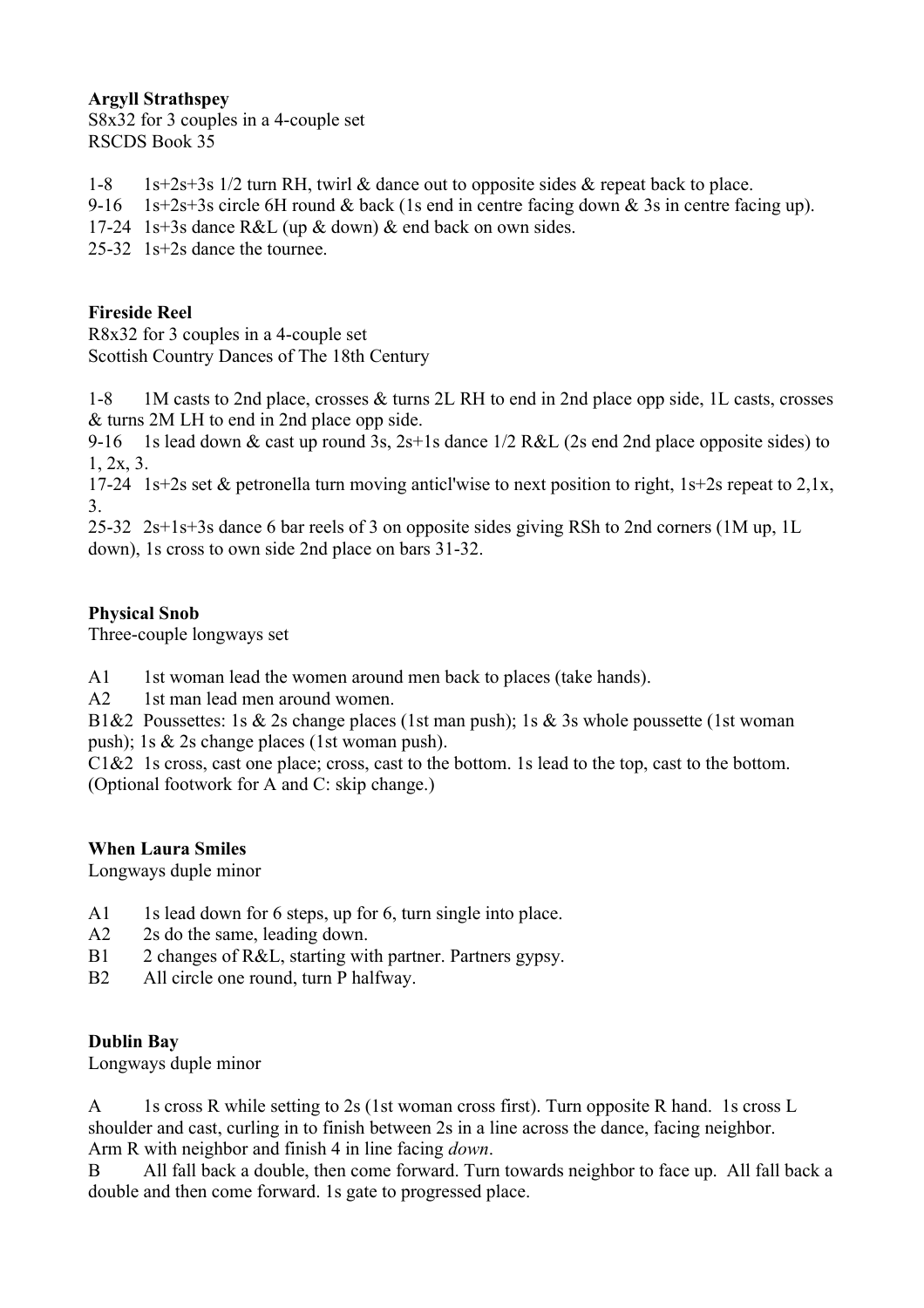**Argyll Strathspey**
S8x32 for 3 couples in a 4-couple set
RSCDS Book 35

1-8 1s+2s+3s 1/2 turn RH, twirl & dance out to opposite sides & repeat back to place.
9-16 1s+2s+3s circle 6H round & back (1s end in centre facing down & 3s in centre facing up).
17-24 1s+3s dance R&L (up & down) & end back on own sides.
25-32 1s+2s dance the tournee.

**Fireside Reel**
R8x32 for 3 couples in a 4-couple set
Scottish Country Dances of The 18th Century

1-8 1M casts to 2nd place, crosses & turns 2L RH to end in 2nd place opp side, 1L casts, crosses & turns 2M LH to end in 2nd place opp side.
9-16 1s lead down & cast up round 3s, 2s+1s dance 1/2 R&L (2s end 2nd place opposite sides) to 1, 2x, 3.
17-24 1s+2s set & petronella turn moving anticl'wise to next position to right, 1s+2s repeat to 2,1x, 3.
25-32 2s+1s+3s dance 6 bar reels of 3 on opposite sides giving RSh to 2nd corners (1M up, 1L down), 1s cross to own side 2nd place on bars 31-32.

**Physical Snob**
Three-couple longways set

A1 1st woman lead the women around men back to places (take hands).
A2 1st man lead men around women.
B1&2 Poussettes: 1s & 2s change places (1st man push); 1s & 3s whole poussette (1st woman push); 1s & 2s change places (1st woman push).
C1&2 1s cross, cast one place; cross, cast to the bottom. 1s lead to the top, cast to the bottom. (Optional footwork for A and C: skip change.)

**When Laura Smiles**
Longways duple minor

A1 1s lead down for 6 steps, up for 6, turn single into place.
A2 2s do the same, leading down.
B1 2 changes of R&L, starting with partner. Partners gypsy.
B2 All circle one round, turn P halfway.

**Dublin Bay**
Longways duple minor

A 1s cross R while setting to 2s (1st woman cross first). Turn opposite R hand. 1s cross L shoulder and cast, curling in to finish between 2s in a line across the dance, facing neighbor. Arm R with neighbor and finish 4 in line facing *down*.
B All fall back a double, then come forward. Turn towards neighbor to face up. All fall back a double and then come forward. 1s gate to progressed place.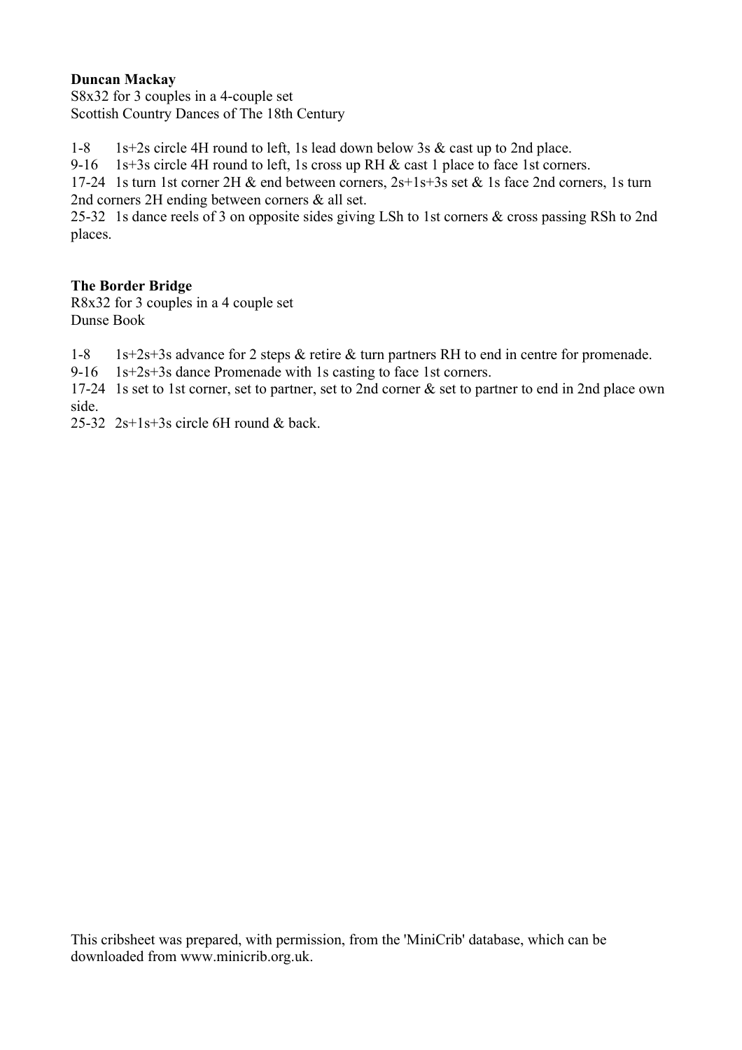**Duncan Mackay**
S8x32 for 3 couples in a 4-couple set
Scottish Country Dances of The 18th Century

1-8 1s+2s circle 4H round to left, 1s lead down below 3s & cast up to 2nd place.
9-16 1s+3s circle 4H round to left, 1s cross up RH & cast 1 place to face 1st corners.
17-24 1s turn 1st corner 2H & end between corners, 2s+1s+3s set & 1s face 2nd corners, 1s turn 2nd corners 2H ending between corners & all set.
25-32 1s dance reels of 3 on opposite sides giving LSh to 1st corners & cross passing RSh to 2nd places.

**The Border Bridge**
R8x32 for 3 couples in a 4 couple set
Dunse Book

1-8 1s+2s+3s advance for 2 steps & retire & turn partners RH to end in centre for promenade.
9-16 1s+2s+3s dance Promenade with 1s casting to face 1st corners.
17-24 1s set to 1st corner, set to partner, set to 2nd corner & set to partner to end in 2nd place own side.
25-32 2s+1s+3s circle 6H round & back.

This cribsheet was prepared, with permission, from the 'MiniCrib' database, which can be downloaded from www.minicrib.org.uk.